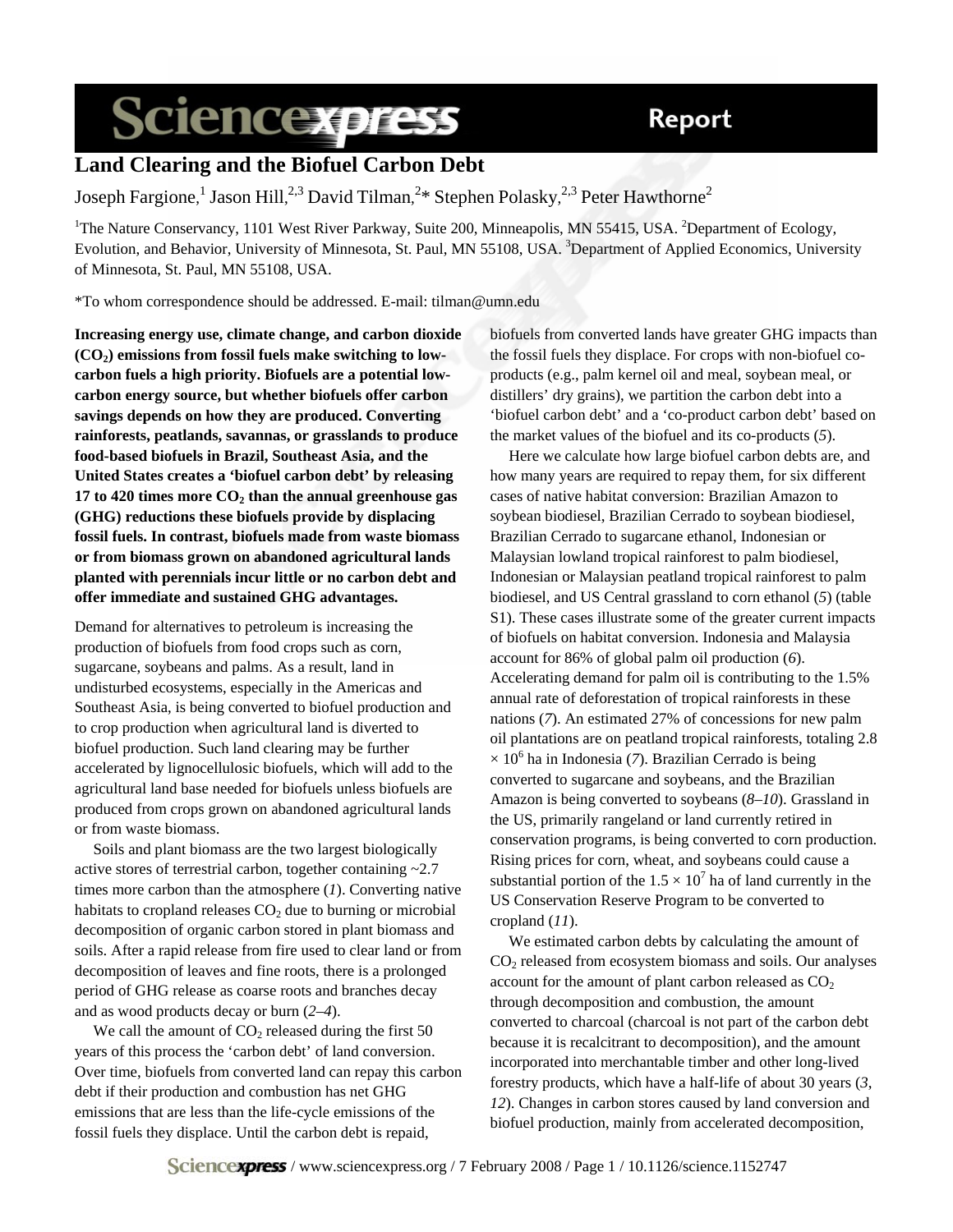# Land Clearing and the Biofuel Carbon Debt

Joseph Fargione,[1] Jason Hill,[2,3] David Tilman,[2]* Stephen Polasky,[2,3] Peter Hawthorne[2]

[1]The Nature Conservancy, 1101 West River Parkway, Suite 200, Minneapolis, MN 55415, USA. [2]Department of Ecology, Evolution, and Behavior, University of Minnesota, St. Paul, MN 55108, USA. [3]Department of Applied Economics, University of Minnesota, St. Paul, MN 55108, USA.

*To whom correspondence should be addressed. E-mail: tilman@umn.edu

**Increasing energy use, climate change, and carbon dioxide ($CO_2$) emissions from fossil fuels make switching to low-carbon fuels a high priority. Biofuels are a potential low-carbon energy source, but whether biofuels offer carbon savings depends on how they are produced. Converting rainforests, peatlands, savannas, or grasslands to produce food-based biofuels in Brazil, Southeast Asia, and the United States creates a 'biofuel carbon debt' by releasing 17 to 420 times more $CO_2$ than the annual greenhouse gas (GHG) reductions these biofuels provide by displacing fossil fuels. In contrast, biofuels made from waste biomass or from biomass grown on abandoned agricultural lands planted with perennials incur little or no carbon debt and offer immediate and sustained GHG advantages.**

Demand for alternatives to petroleum is increasing the production of biofuels from food crops such as corn, sugarcane, soybeans and palms. As a result, land in undisturbed ecosystems, especially in the Americas and Southeast Asia, is being converted to biofuel production and to crop production when agricultural land is diverted to biofuel production. Such land clearing may be further accelerated by lignocellulosic biofuels, which will add to the agricultural land base needed for biofuels unless biofuels are produced from crops grown on abandoned agricultural lands or from waste biomass.

Soils and plant biomass are the two largest biologically active stores of terrestrial carbon, together containing ~2.7 times more carbon than the atmosphere (*1*). Converting native habitats to cropland releases $CO_2$ due to burning or microbial decomposition of organic carbon stored in plant biomass and soils. After a rapid release from fire used to clear land or from decomposition of leaves and fine roots, there is a prolonged period of GHG release as coarse roots and branches decay and as wood products decay or burn (*2*–*4*).

We call the amount of $CO_2$ released during the first 50 years of this process the 'carbon debt' of land conversion. Over time, biofuels from converted land can repay this carbon debt if their production and combustion has net GHG emissions that are less than the life-cycle emissions of the fossil fuels they displace. Until the carbon debt is repaid, biofuels from converted lands have greater GHG impacts than the fossil fuels they displace. For crops with non-biofuel co-products (e.g., palm kernel oil and meal, soybean meal, or distillers' dry grains), we partition the carbon debt into a 'biofuel carbon debt' and a 'co-product carbon debt' based on the market values of the biofuel and its co-products (*5*).

Here we calculate how large biofuel carbon debts are, and how many years are required to repay them, for six different cases of native habitat conversion: Brazilian Amazon to soybean biodiesel, Brazilian Cerrado to soybean biodiesel, Brazilian Cerrado to sugarcane ethanol, Indonesian or Malaysian lowland tropical rainforest to palm biodiesel, Indonesian or Malaysian peatland tropical rainforest to palm biodiesel, and US Central grassland to corn ethanol (*5*) (table S1). These cases illustrate some of the greater current impacts of biofuels on habitat conversion. Indonesia and Malaysia account for 86% of global palm oil production (*6*). Accelerating demand for palm oil is contributing to the 1.5% annual rate of deforestation of tropical rainforests in these nations (*7*). An estimated 27% of concessions for new palm oil plantations are on peatland tropical rainforests, totaling $2.8 \times 10^6$ ha in Indonesia (*7*). Brazilian Cerrado is being converted to sugarcane and soybeans, and the Brazilian Amazon is being converted to soybeans (*8*–*10*). Grassland in the US, primarily rangeland or land currently retired in conservation programs, is being converted to corn production. Rising prices for corn, wheat, and soybeans could cause a substantial portion of the $1.5 \times 10^7$ ha of land currently in the US Conservation Reserve Program to be converted to cropland (*11*).

We estimated carbon debts by calculating the amount of $CO_2$ released from ecosystem biomass and soils. Our analyses account for the amount of plant carbon released as $CO_2$ through decomposition and combustion, the amount converted to charcoal (charcoal is not part of the carbon debt because it is recalcitrant to decomposition), and the amount incorporated into merchantable timber and other long-lived forestry products, which have a half-life of about 30 years (*3*, *12*). Changes in carbon stores caused by land conversion and biofuel production, mainly from accelerated decomposition,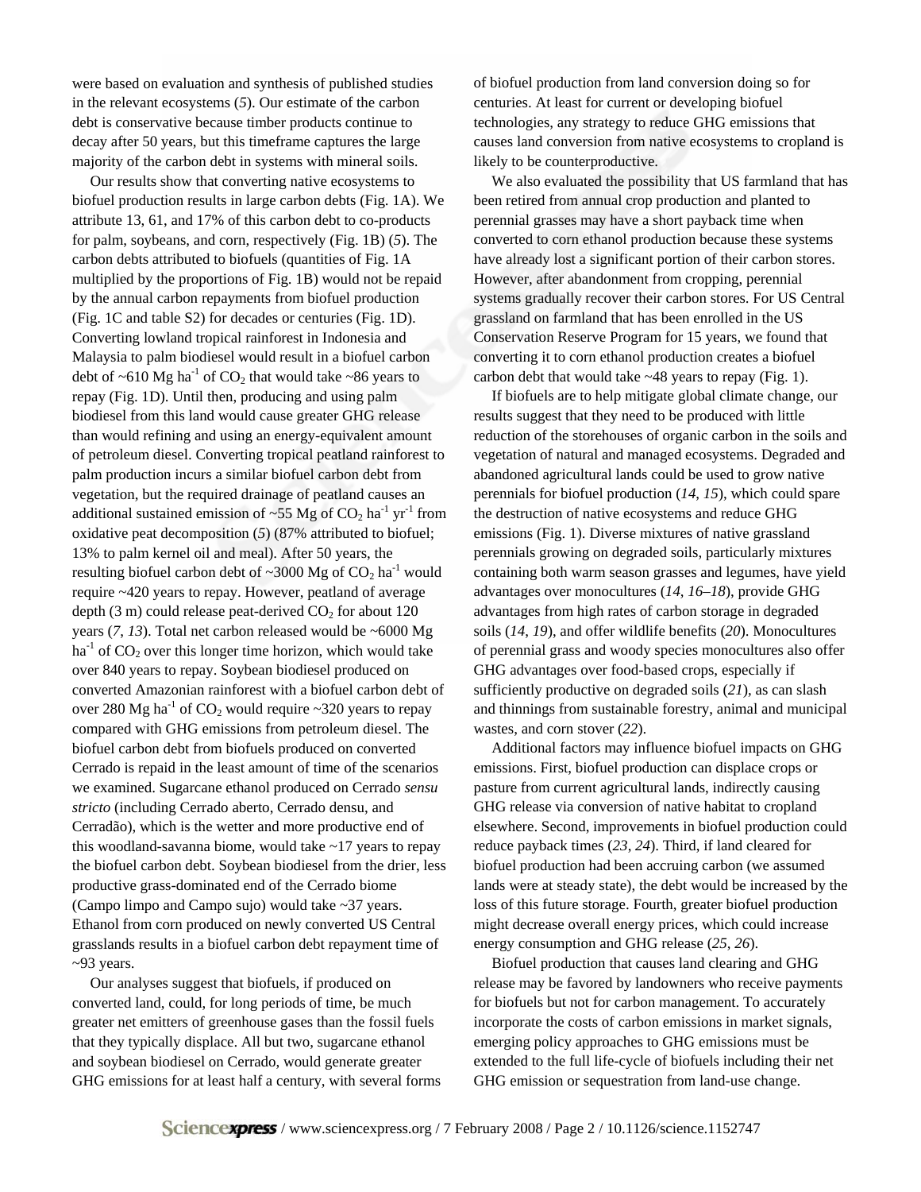were based on evaluation and synthesis of published studies in the relevant ecosystems (*5*). Our estimate of the carbon debt is conservative because timber products continue to decay after 50 years, but this timeframe captures the large majority of the carbon debt in systems with mineral soils.

Our results show that converting native ecosystems to biofuel production results in large carbon debts (Fig. 1A). We attribute 13, 61, and 17% of this carbon debt to co-products for palm, soybeans, and corn, respectively (Fig. 1B) (*5*). The carbon debts attributed to biofuels (quantities of Fig. 1A multiplied by the proportions of Fig. 1B) would not be repaid by the annual carbon repayments from biofuel production (Fig. 1C and table S2) for decades or centuries (Fig. 1D). Converting lowland tropical rainforest in Indonesia and Malaysia to palm biodiesel would result in a biofuel carbon debt of ~610 Mg $ha^{-1}$ of $CO_2$ that would take ~86 years to repay (Fig. 1D). Until then, producing and using palm biodiesel from this land would cause greater GHG release than would refining and using an energy-equivalent amount of petroleum diesel. Converting tropical peatland rainforest to palm production incurs a similar biofuel carbon debt from vegetation, but the required drainage of peatland causes an additional sustained emission of ~55 Mg of $CO_2$ $ha^{-1}$ $yr^{-1}$ from oxidative peat decomposition (*5*) (87% attributed to biofuel; 13% to palm kernel oil and meal). After 50 years, the resulting biofuel carbon debt of ~3000 Mg of $CO_2$ $ha^{-1}$ would require ~420 years to repay. However, peatland of average depth (3 m) could release peat-derived $CO_2$ for about 120 years (*7*, *13*). Total net carbon released would be ~6000 Mg $ha^{-1}$ of $CO_2$ over this longer time horizon, which would take over 840 years to repay. Soybean biodiesel produced on converted Amazonian rainforest with a biofuel carbon debt of over 280 Mg $ha^{-1}$ of $CO_2$ would require ~320 years to repay compared with GHG emissions from petroleum diesel. The biofuel carbon debt from biofuels produced on converted Cerrado is repaid in the least amount of time of the scenarios we examined. Sugarcane ethanol produced on Cerrado *sensu stricto* (including Cerrado aberto, Cerrado densu, and Cerradão), which is the wetter and more productive end of this woodland-savanna biome, would take ~17 years to repay the biofuel carbon debt. Soybean biodiesel from the drier, less productive grass-dominated end of the Cerrado biome (Campo limpo and Campo sujo) would take ~37 years. Ethanol from corn produced on newly converted US Central grasslands results in a biofuel carbon debt repayment time of ~93 years.

Our analyses suggest that biofuels, if produced on converted land, could, for long periods of time, be much greater net emitters of greenhouse gases than the fossil fuels that they typically displace. All but two, sugarcane ethanol and soybean biodiesel on Cerrado, would generate greater GHG emissions for at least half a century, with several forms of biofuel production from land conversion doing so for centuries. At least for current or developing biofuel technologies, any strategy to reduce GHG emissions that causes land conversion from native ecosystems to cropland is likely to be counterproductive.

We also evaluated the possibility that US farmland that has been retired from annual crop production and planted to perennial grasses may have a short payback time when converted to corn ethanol production because these systems have already lost a significant portion of their carbon stores. However, after abandonment from cropping, perennial systems gradually recover their carbon stores. For US Central grassland on farmland that has been enrolled in the US Conservation Reserve Program for 15 years, we found that converting it to corn ethanol production creates a biofuel carbon debt that would take ~48 years to repay (Fig. 1).

If biofuels are to help mitigate global climate change, our results suggest that they need to be produced with little reduction of the storehouses of organic carbon in the soils and vegetation of natural and managed ecosystems. Degraded and abandoned agricultural lands could be used to grow native perennials for biofuel production (*14*, *15*), which could spare the destruction of native ecosystems and reduce GHG emissions (Fig. 1). Diverse mixtures of native grassland perennials growing on degraded soils, particularly mixtures containing both warm season grasses and legumes, have yield advantages over monocultures (*14*, *16*–*18*), provide GHG advantages from high rates of carbon storage in degraded soils (*14*, *19*), and offer wildlife benefits (*20*). Monocultures of perennial grass and woody species monocultures also offer GHG advantages over food-based crops, especially if sufficiently productive on degraded soils (*21*), as can slash and thinnings from sustainable forestry, animal and municipal wastes, and corn stover (*22*).

Additional factors may influence biofuel impacts on GHG emissions. First, biofuel production can displace crops or pasture from current agricultural lands, indirectly causing GHG release via conversion of native habitat to cropland elsewhere. Second, improvements in biofuel production could reduce payback times (*23*, *24*). Third, if land cleared for biofuel production had been accruing carbon (we assumed lands were at steady state), the debt would be increased by the loss of this future storage. Fourth, greater biofuel production might decrease overall energy prices, which could increase energy consumption and GHG release (*25*, *26*).

Biofuel production that causes land clearing and GHG release may be favored by landowners who receive payments for biofuels but not for carbon management. To accurately incorporate the costs of carbon emissions in market signals, emerging policy approaches to GHG emissions must be extended to the full life-cycle of biofuels including their net GHG emission or sequestration from land-use change.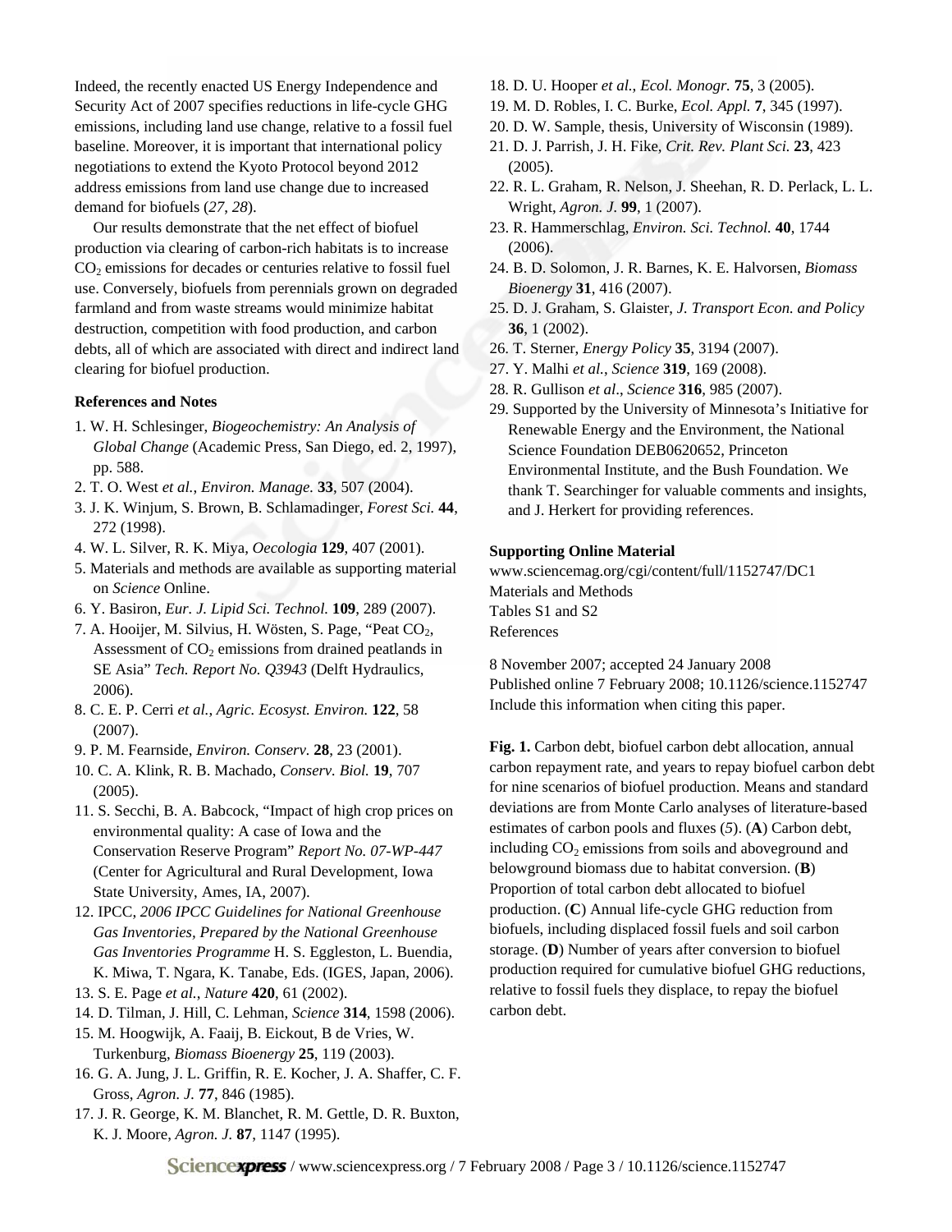Indeed, the recently enacted US Energy Independence and Security Act of 2007 specifies reductions in life-cycle GHG emissions, including land use change, relative to a fossil fuel baseline. Moreover, it is important that international policy negotiations to extend the Kyoto Protocol beyond 2012 address emissions from land use change due to increased demand for biofuels (*27*, *28*).

Our results demonstrate that the net effect of biofuel production via clearing of carbon-rich habitats is to increase $CO_2$ emissions for decades or centuries relative to fossil fuel use. Conversely, biofuels from perennials grown on degraded farmland and from waste streams would minimize habitat destruction, competition with food production, and carbon debts, all of which are associated with direct and indirect land clearing for biofuel production.

### References and Notes

1. W. H. Schlesinger, *Biogeochemistry: An Analysis of Global Change* (Academic Press, San Diego, ed. 2, 1997), pp. 588.
2. T. O. West *et al.*, *Environ. Manage.* **33**, 507 (2004).
3. J. K. Winjum, S. Brown, B. Schlamadinger, *Forest Sci.* **44**, 272 (1998).
4. W. L. Silver, R. K. Miya, *Oecologia* **129**, 407 (2001).
5. Materials and methods are available as supporting material on *Science* Online.
6. Y. Basiron, *Eur. J. Lipid Sci. Technol.* **109**, 289 (2007).
7. A. Hooijer, M. Silvius, H. Wösten, S. Page, "Peat $CO_2$, Assessment of $CO_2$ emissions from drained peatlands in SE Asia" *Tech. Report No. Q3943* (Delft Hydraulics, 2006).
8. C. E. P. Cerri *et al.*, *Agric. Ecosyst. Environ.* **122**, 58 (2007).
9. P. M. Fearnside, *Environ. Conserv.* **28**, 23 (2001).
10. C. A. Klink, R. B. Machado, *Conserv. Biol.* **19**, 707 (2005).
11. S. Secchi, B. A. Babcock, "Impact of high crop prices on environmental quality: A case of Iowa and the Conservation Reserve Program" *Report No. 07-WP-447* (Center for Agricultural and Rural Development, Iowa State University, Ames, IA, 2007).
12. IPCC, *2006 IPCC Guidelines for National Greenhouse Gas Inventories, Prepared by the National Greenhouse Gas Inventories Programme* H. S. Eggleston, L. Buendia, K. Miwa, T. Ngara, K. Tanabe, Eds. (IGES, Japan, 2006).
13. S. E. Page *et al.*, *Nature* **420**, 61 (2002).
14. D. Tilman, J. Hill, C. Lehman, *Science* **314**, 1598 (2006).
15. M. Hoogwijk, A. Faaij, B. Eickout, B de Vries, W. Turkenburg, *Biomass Bioenergy* **25**, 119 (2003).
16. G. A. Jung, J. L. Griffin, R. E. Kocher, J. A. Shaffer, C. F. Gross, *Agron. J.* **77**, 846 (1985).
17. J. R. George, K. M. Blanchet, R. M. Gettle, D. R. Buxton, K. J. Moore, *Agron. J.* **87**, 1147 (1995).
18. D. U. Hooper *et al.*, *Ecol. Monogr.* **75**, 3 (2005).
19. M. D. Robles, I. C. Burke, *Ecol. Appl.* **7**, 345 (1997).
20. D. W. Sample, thesis, University of Wisconsin (1989).
21. D. J. Parrish, J. H. Fike, *Crit. Rev. Plant Sci.* **23**, 423 (2005).
22. R. L. Graham, R. Nelson, J. Sheehan, R. D. Perlack, L. L. Wright, *Agron. J.* **99**, 1 (2007).
23. R. Hammerschlag, *Environ. Sci. Technol.* **40**, 1744 (2006).
24. B. D. Solomon, J. R. Barnes, K. E. Halvorsen, *Biomass Bioenergy* **31**, 416 (2007).
25. D. J. Graham, S. Glaister, *J. Transport Econ. and Policy* **36**, 1 (2002).
26. T. Sterner, *Energy Policy* **35**, 3194 (2007).
27. Y. Malhi *et al.*, *Science* **319**, 169 (2008).
28. R. Gullison *et al.*, *Science* **316**, 985 (2007).
29. Supported by the University of Minnesota's Initiative for Renewable Energy and the Environment, the National Science Foundation DEB0620652, Princeton Environmental Institute, and the Bush Foundation. We thank T. Searchinger for valuable comments and insights, and J. Herkert for providing references.

### Supporting Online Material

www.sciencemag.org/cgi/content/full/1152747/DC1
Materials and Methods
Tables S1 and S2
References

8 November 2007; accepted 24 January 2008
Published online 7 February 2008; 10.1126/science.1152747
Include this information when citing this paper.

**Fig. 1.** Carbon debt, biofuel carbon debt allocation, annual carbon repayment rate, and years to repay biofuel carbon debt for nine scenarios of biofuel production. Means and standard deviations are from Monte Carlo analyses of literature-based estimates of carbon pools and fluxes (*5*). (**A**) Carbon debt, including $CO_2$ emissions from soils and aboveground and belowground biomass due to habitat conversion. (**B**) Proportion of total carbon debt allocated to biofuel production. (**C**) Annual life-cycle GHG reduction from biofuels, including displaced fossil fuels and soil carbon storage. (**D**) Number of years after conversion to biofuel production required for cumulative biofuel GHG reductions, relative to fossil fuels they displace, to repay the biofuel carbon debt.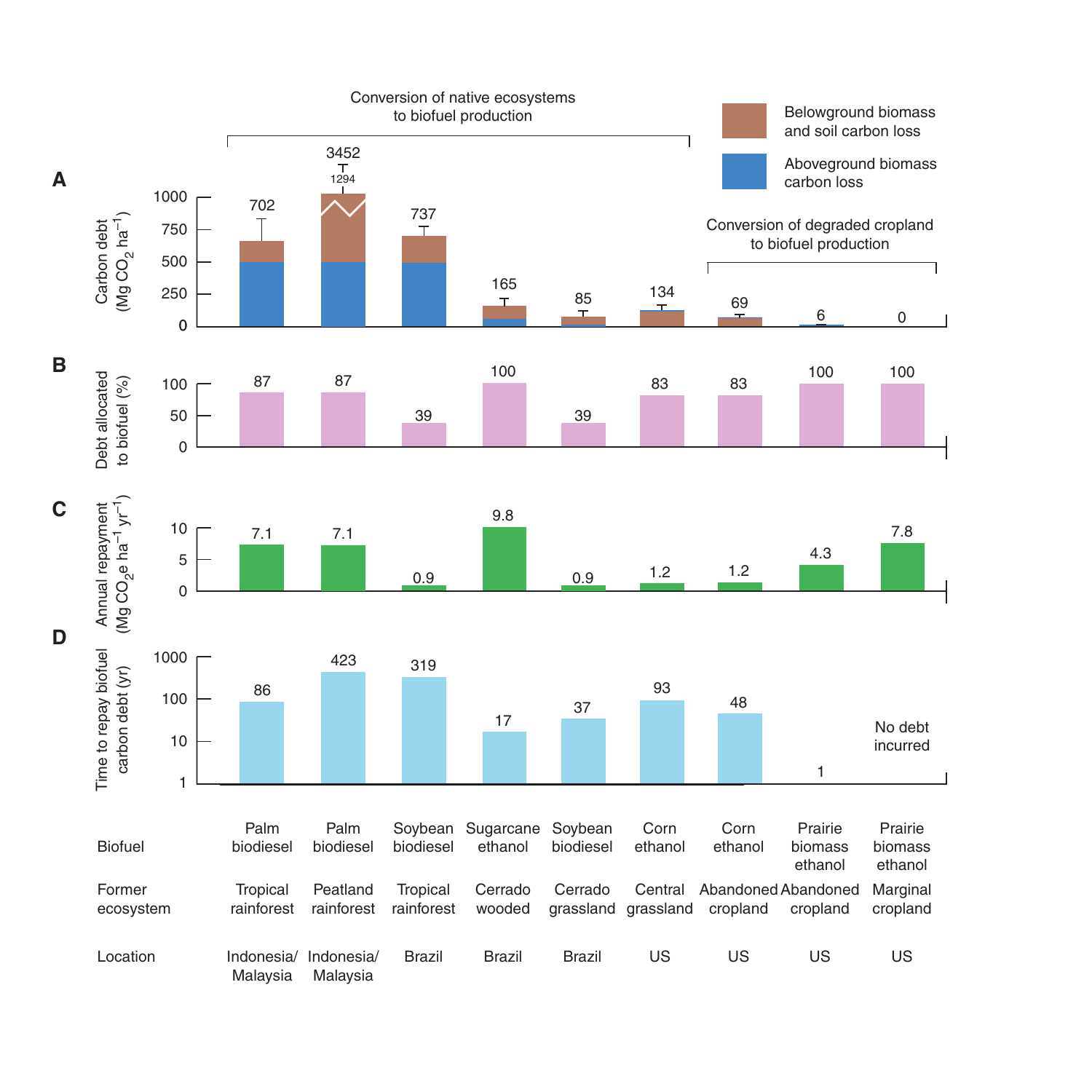Conversion of native ecosystems to biofuel production

Belowground biomass and soil carbon loss

Aboveground biomass carbon loss

Conversion of degraded cropland to biofuel production

**A**

Carbon debt (Mg $CO_2$ ha$^{-1}$)

0, 250, 500, 750, 1000

702, 3452, 1294, 737, 165, 85, 134, 69, 6, 0

**B**

Debt allocated to biofuel (%)

0, 50, 100

87, 87, 39, 100, 39, 83, 83, 100, 100

**C**

Annual repayment (Mg $CO_2$e ha$^{-1}$ yr$^{-1}$)

0, 5, 10

7.1, 7.1, 0.9, 9.8, 0.9, 1.2, 1.2, 4.3, 7.8

**D**

Time to repay biofuel carbon debt (yr)

1, 10, 100, 1000

86, 423, 319, 17, 37, 93, 48, 1

No debt incurred

Biofuel: Palm biodiesel, Palm biodiesel, Soybean biodiesel, Sugarcane ethanol, Soybean biodiesel, Corn ethanol, Corn ethanol, Prairie biomass ethanol, Prairie biomass ethanol

Former ecosystem: Tropical rainforest, Peatland rainforest, Tropical rainforest, Cerrado wooded, Cerrado grassland, Central grassland, Abandoned cropland, Abandoned cropland, Marginal cropland

Location: Indonesia/ Malaysia, Indonesia/ Malaysia, Brazil, Brazil, Brazil, US, US, US, US